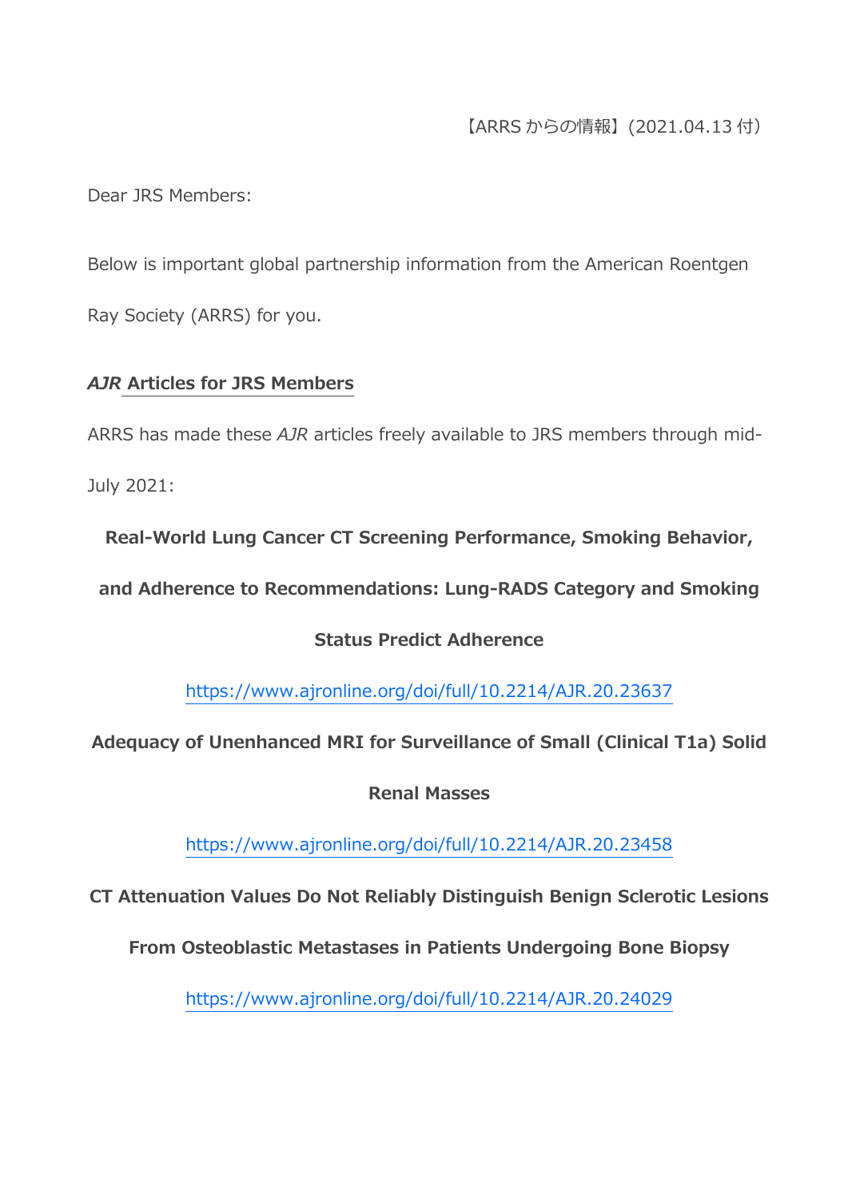【ARRS からの情報】(2021.04.13 付)

Dear JRS Members:

Below is important global partnership information from the American Roentgen Ray Society (ARRS) for you.

## *AJR* Articles for JRS Members

ARRS has made these *AJR* articles freely available to JRS members through mid-July 2021:

**Real-World Lung Cancer CT Screening Performance, Smoking Behavior, and Adherence to Recommendations: Lung-RADS Category and Smoking Status Predict Adherence**

https://www.ajronline.org/doi/full/10.2214/AJR.20.23637

**Adequacy of Unenhanced MRI for Surveillance of Small (Clinical T1a) Solid Renal Masses**

https://www.ajronline.org/doi/full/10.2214/AJR.20.23458

**CT Attenuation Values Do Not Reliably Distinguish Benign Sclerotic Lesions From Osteoblastic Metastases in Patients Undergoing Bone Biopsy**

https://www.ajronline.org/doi/full/10.2214/AJR.20.24029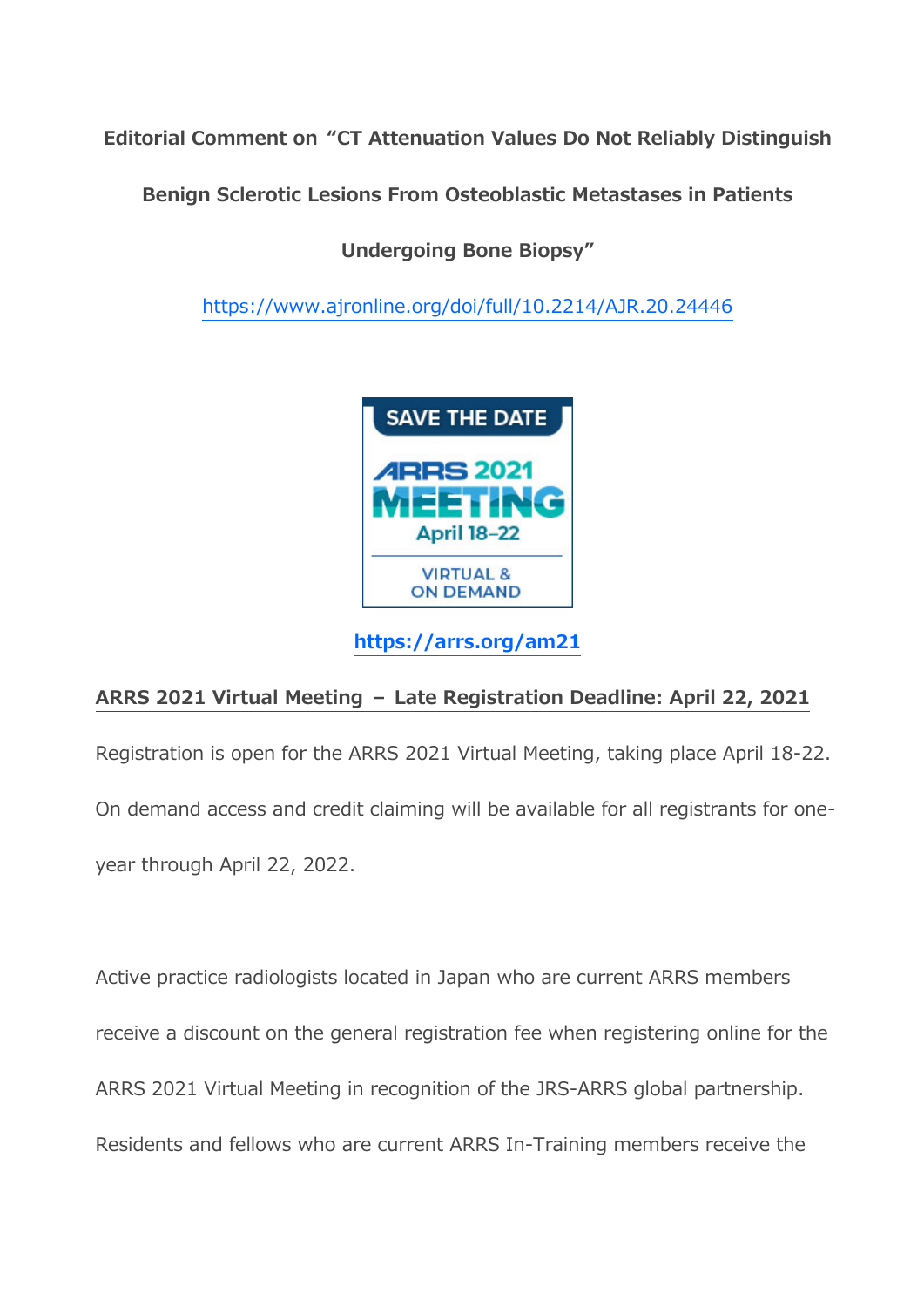**Editorial Comment on "CT Attenuation Values Do Not Reliably Distinguish Benign Sclerotic Lesions From Osteoblastic Metastases in Patients Undergoing Bone Biopsy"**

https://www.ajronline.org/doi/full/10.2214/AJR.20.24446

SAVE THE DATE

ARRS 2021 MEETING

April 18–22

VIRTUAL & ON DEMAND

**https://arrs.org/am21**

**ARRS 2021 Virtual Meeting – Late Registration Deadline: April 22, 2021**

Registration is open for the ARRS 2021 Virtual Meeting, taking place April 18-22. On demand access and credit claiming will be available for all registrants for one-year through April 22, 2022.

Active practice radiologists located in Japan who are current ARRS members receive a discount on the general registration fee when registering online for the ARRS 2021 Virtual Meeting in recognition of the JRS-ARRS global partnership. Residents and fellows who are current ARRS In-Training members receive the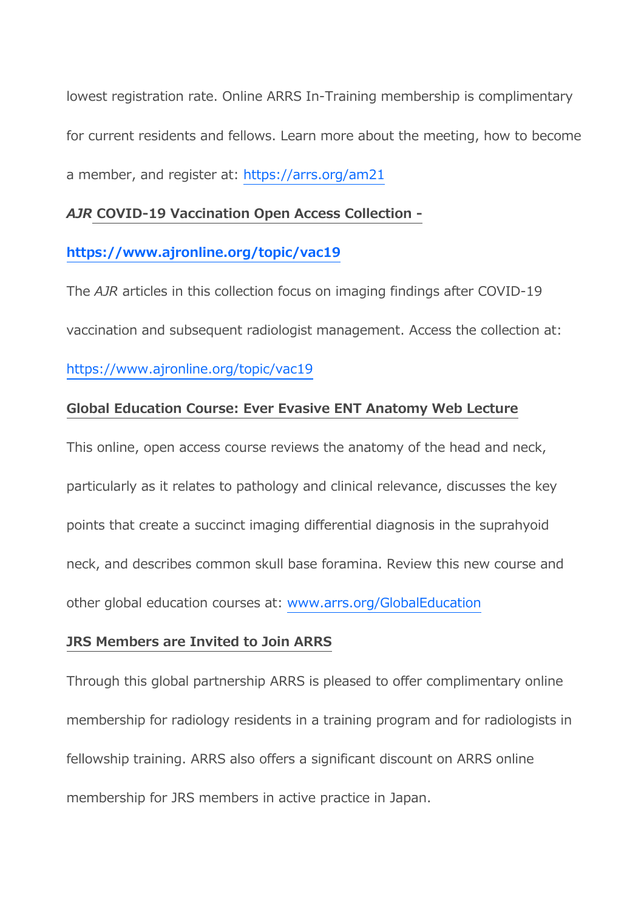lowest registration rate. Online ARRS In-Training membership is complimentary for current residents and fellows. Learn more about the meeting, how to become a member, and register at: https://arrs.org/am21

***AJR* COVID-19 Vaccination Open Access Collection - https://www.ajronline.org/topic/vac19**

The *AJR* articles in this collection focus on imaging findings after COVID-19 vaccination and subsequent radiologist management. Access the collection at: https://www.ajronline.org/topic/vac19

**Global Education Course: Ever Evasive ENT Anatomy Web Lecture**

This online, open access course reviews the anatomy of the head and neck, particularly as it relates to pathology and clinical relevance, discusses the key points that create a succinct imaging differential diagnosis in the suprahyoid neck, and describes common skull base foramina. Review this new course and other global education courses at: www.arrs.org/GlobalEducation

**JRS Members are Invited to Join ARRS**

Through this global partnership ARRS is pleased to offer complimentary online membership for radiology residents in a training program and for radiologists in fellowship training. ARRS also offers a significant discount on ARRS online membership for JRS members in active practice in Japan.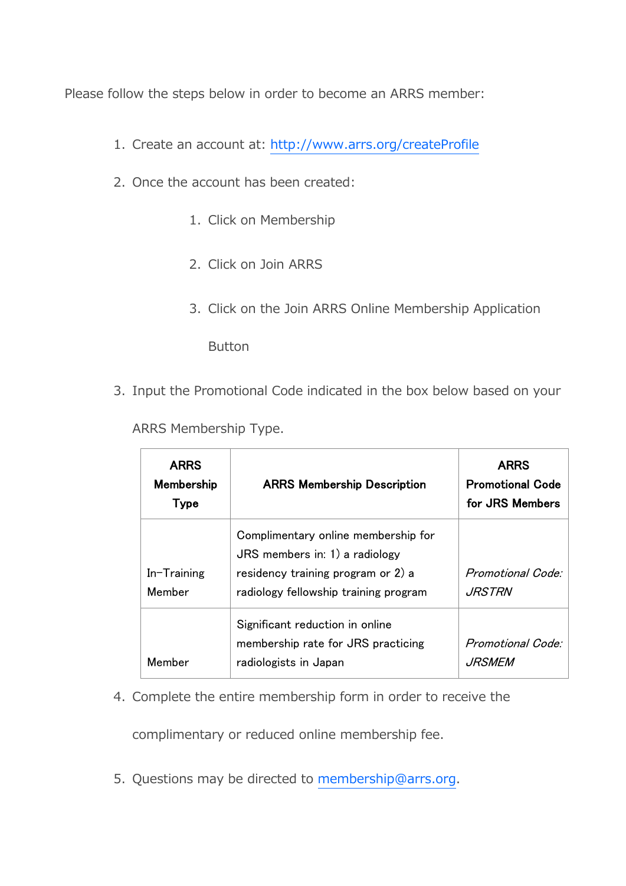Please follow the steps below in order to become an ARRS member:

1. Create an account at: [http://www.arrs.org/createProfile](http://www.arrs.org/createProfile)
2. Once the account has been created:
    1. Click on Membership
    2. Click on Join ARRS
    3. Click on the Join ARRS Online Membership Application Button
3. Input the Promotional Code indicated in the box below based on your ARRS Membership Type.

| **ARRS Membership Type** | **ARRS Membership Description** | **ARRS Promotional Code for JRS Members** |
|---|---|---|
| In-Training Member | Complimentary online membership for JRS members in: 1) a radiology residency training program or 2) a radiology fellowship training program | *Promotional Code: JRSTRN* |
| Member | Significant reduction in online membership rate for JRS practicing radiologists in Japan | *Promotional Code: JRSMEM* |

4. Complete the entire membership form in order to receive the complimentary or reduced online membership fee.
5. Questions may be directed to [membership@arrs.org](mailto:membership@arrs.org).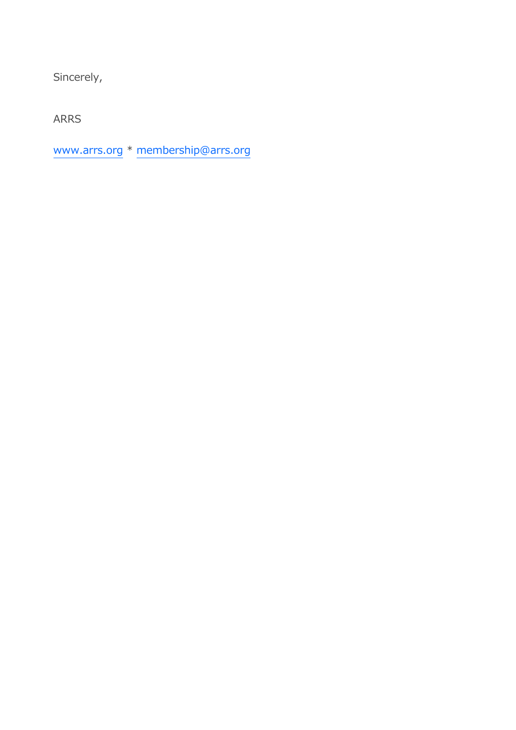Sincerely,

ARRS

www.arrs.org * membership@arrs.org